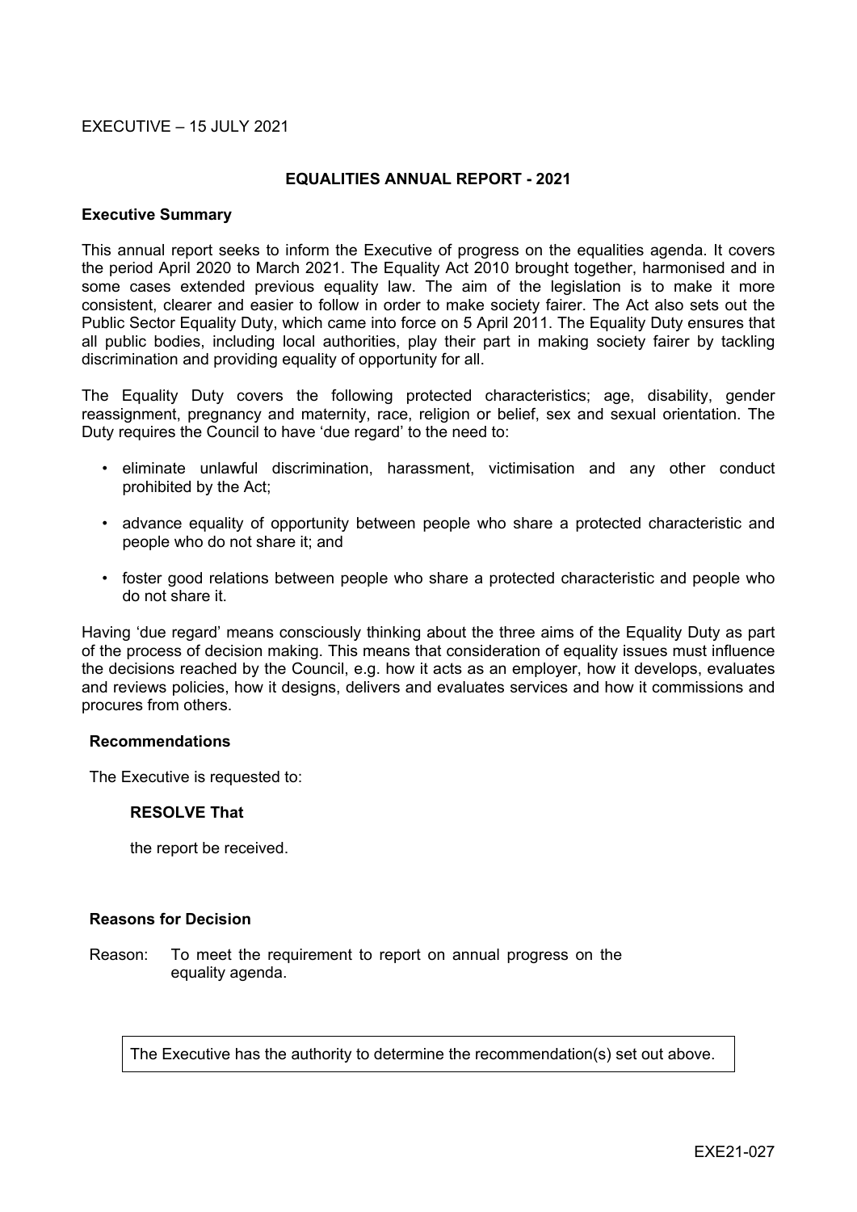EXECUTIVE – 15 JULY 2021

## EQUALITIES ANNUAL REPORT - 2021

### Executive Summary

This annual report seeks to inform the Executive of progress on the equalities agenda. It covers the period April 2020 to March 2021. The Equality Act 2010 brought together, harmonised and in some cases extended previous equality law. The aim of the legislation is to make it more consistent, clearer and easier to follow in order to make society fairer. The Act also sets out the Public Sector Equality Duty, which came into force on 5 April 2011. The Equality Duty ensures that all public bodies, including local authorities, play their part in making society fairer by tackling discrimination and providing equality of opportunity for all.

The Equality Duty covers the following protected characteristics; age, disability, gender reassignment, pregnancy and maternity, race, religion or belief, sex and sexual orientation. The Duty requires the Council to have 'due regard' to the need to:

- eliminate unlawful discrimination, harassment, victimisation and any other conduct prohibited by the Act;
- advance equality of opportunity between people who share a protected characteristic and people who do not share it; and
- foster good relations between people who share a protected characteristic and people who do not share it.

Having 'due regard' means consciously thinking about the three aims of the Equality Duty as part of the process of decision making. This means that consideration of equality issues must influence the decisions reached by the Council, e.g. how it acts as an employer, how it develops, evaluates and reviews policies, how it designs, delivers and evaluates services and how it commissions and procures from others.

### Recommendations

The Executive is requested to:

**RESOLVE That**

the report be received.

### Reasons for Decision

Reason: To meet the requirement to report on annual progress on the equality agenda.

The Executive has the authority to determine the recommendation(s) set out above.

EXE21-027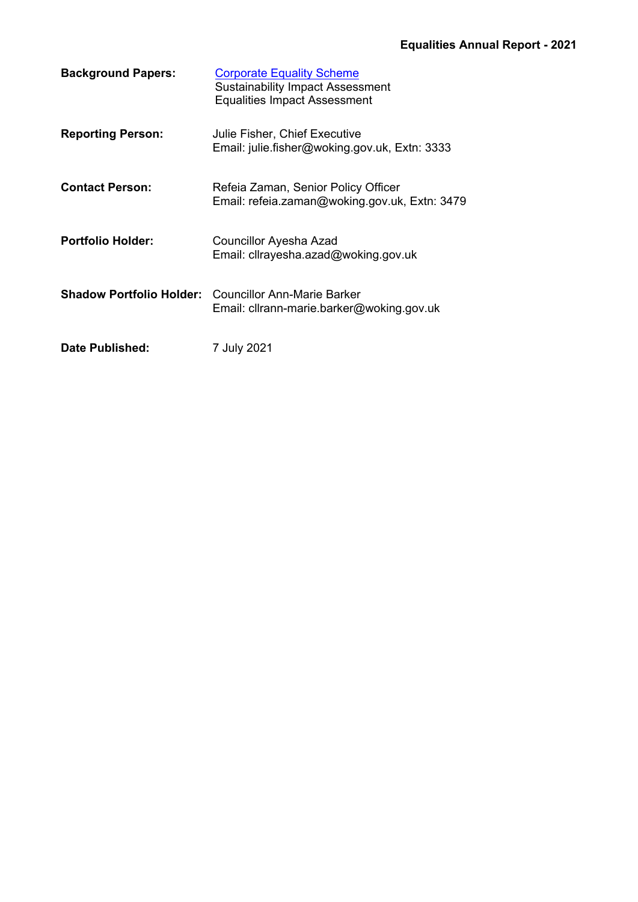| | |
|---|---|
| **Background Papers:** | [Corporate Equality Scheme] Sustainability Impact Assessment Equalities Impact Assessment |
| **Reporting Person:** | Julie Fisher, Chief Executive Email: julie.fisher@woking.gov.uk, Extn: 3333 |
| **Contact Person:** | Refeia Zaman, Senior Policy Officer Email: refeia.zaman@woking.gov.uk, Extn: 3479 |
| **Portfolio Holder:** | Councillor Ayesha Azad Email: cllrayesha.azad@woking.gov.uk |
| **Shadow Portfolio Holder:** | Councillor Ann-Marie Barker Email: cllrann-marie.barker@woking.gov.uk |
| **Date Published:** | 7 July 2021 |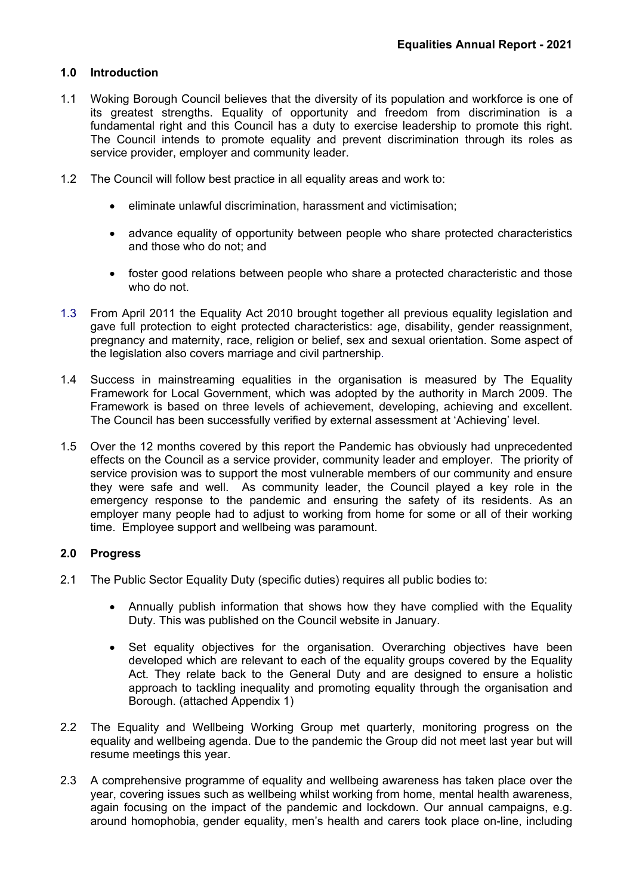## 1.0 Introduction

1.1 Woking Borough Council believes that the diversity of its population and workforce is one of its greatest strengths. Equality of opportunity and freedom from discrimination is a fundamental right and this Council has a duty to exercise leadership to promote this right. The Council intends to promote equality and prevent discrimination through its roles as service provider, employer and community leader.

1.2 The Council will follow best practice in all equality areas and work to:

- eliminate unlawful discrimination, harassment and victimisation;
- advance equality of opportunity between people who share protected characteristics and those who do not; and
- foster good relations between people who share a protected characteristic and those who do not.

1.3 From April 2011 the Equality Act 2010 brought together all previous equality legislation and gave full protection to eight protected characteristics: age, disability, gender reassignment, pregnancy and maternity, race, religion or belief, sex and sexual orientation. Some aspect of the legislation also covers marriage and civil partnership.

1.4 Success in mainstreaming equalities in the organisation is measured by The Equality Framework for Local Government, which was adopted by the authority in March 2009. The Framework is based on three levels of achievement, developing, achieving and excellent. The Council has been successfully verified by external assessment at 'Achieving' level.

1.5 Over the 12 months covered by this report the Pandemic has obviously had unprecedented effects on the Council as a service provider, community leader and employer. The priority of service provision was to support the most vulnerable members of our community and ensure they were safe and well. As community leader, the Council played a key role in the emergency response to the pandemic and ensuring the safety of its residents. As an employer many people had to adjust to working from home for some or all of their working time. Employee support and wellbeing was paramount.

## 2.0 Progress

2.1 The Public Sector Equality Duty (specific duties) requires all public bodies to:

- Annually publish information that shows how they have complied with the Equality Duty. This was published on the Council website in January.
- Set equality objectives for the organisation. Overarching objectives have been developed which are relevant to each of the equality groups covered by the Equality Act. They relate back to the General Duty and are designed to ensure a holistic approach to tackling inequality and promoting equality through the organisation and Borough. (attached Appendix 1)

2.2 The Equality and Wellbeing Working Group met quarterly, monitoring progress on the equality and wellbeing agenda. Due to the pandemic the Group did not meet last year but will resume meetings this year.

2.3 A comprehensive programme of equality and wellbeing awareness has taken place over the year, covering issues such as wellbeing whilst working from home, mental health awareness, again focusing on the impact of the pandemic and lockdown. Our annual campaigns, e.g. around homophobia, gender equality, men's health and carers took place on-line, including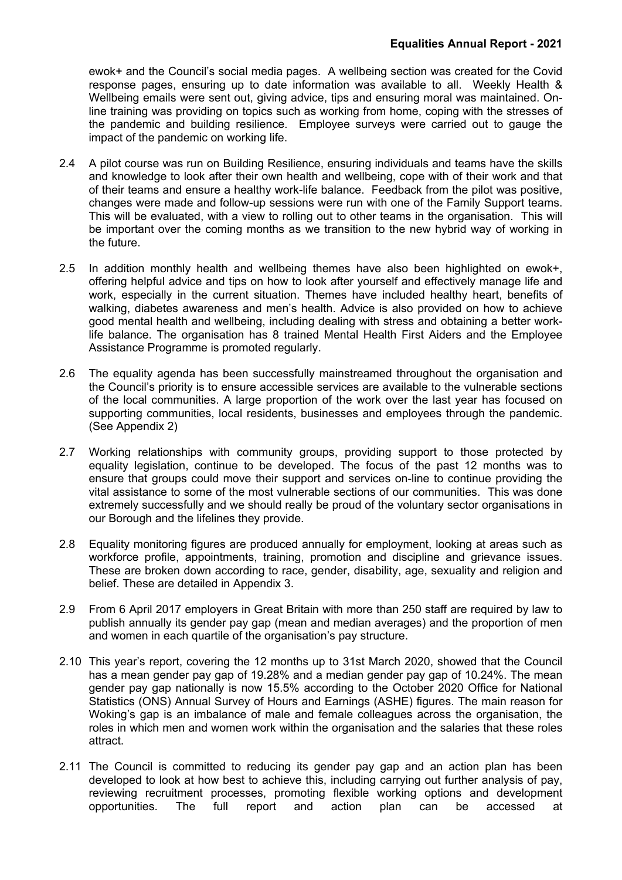ewok+ and the Council's social media pages. A wellbeing section was created for the Covid response pages, ensuring up to date information was available to all. Weekly Health & Wellbeing emails were sent out, giving advice, tips and ensuring moral was maintained. On-line training was providing on topics such as working from home, coping with the stresses of the pandemic and building resilience. Employee surveys were carried out to gauge the impact of the pandemic on working life.

2.4 A pilot course was run on Building Resilience, ensuring individuals and teams have the skills and knowledge to look after their own health and wellbeing, cope with of their work and that of their teams and ensure a healthy work-life balance. Feedback from the pilot was positive, changes were made and follow-up sessions were run with one of the Family Support teams. This will be evaluated, with a view to rolling out to other teams in the organisation. This will be important over the coming months as we transition to the new hybrid way of working in the future.

2.5 In addition monthly health and wellbeing themes have also been highlighted on ewok+, offering helpful advice and tips on how to look after yourself and effectively manage life and work, especially in the current situation. Themes have included healthy heart, benefits of walking, diabetes awareness and men's health. Advice is also provided on how to achieve good mental health and wellbeing, including dealing with stress and obtaining a better work-life balance. The organisation has 8 trained Mental Health First Aiders and the Employee Assistance Programme is promoted regularly.

2.6 The equality agenda has been successfully mainstreamed throughout the organisation and the Council's priority is to ensure accessible services are available to the vulnerable sections of the local communities. A large proportion of the work over the last year has focused on supporting communities, local residents, businesses and employees through the pandemic. (See Appendix 2)

2.7 Working relationships with community groups, providing support to those protected by equality legislation, continue to be developed. The focus of the past 12 months was to ensure that groups could move their support and services on-line to continue providing the vital assistance to some of the most vulnerable sections of our communities. This was done extremely successfully and we should really be proud of the voluntary sector organisations in our Borough and the lifelines they provide.

2.8 Equality monitoring figures are produced annually for employment, looking at areas such as workforce profile, appointments, training, promotion and discipline and grievance issues. These are broken down according to race, gender, disability, age, sexuality and religion and belief. These are detailed in Appendix 3.

2.9 From 6 April 2017 employers in Great Britain with more than 250 staff are required by law to publish annually its gender pay gap (mean and median averages) and the proportion of men and women in each quartile of the organisation's pay structure.

2.10 This year's report, covering the 12 months up to 31st March 2020, showed that the Council has a mean gender pay gap of 19.28% and a median gender pay gap of 10.24%. The mean gender pay gap nationally is now 15.5% according to the October 2020 Office for National Statistics (ONS) Annual Survey of Hours and Earnings (ASHE) figures. The main reason for Woking's gap is an imbalance of male and female colleagues across the organisation, the roles in which men and women work within the organisation and the salaries that these roles attract.

2.11 The Council is committed to reducing its gender pay gap and an action plan has been developed to look at how best to achieve this, including carrying out further analysis of pay, reviewing recruitment processes, promoting flexible working options and development opportunities. The full report and action plan can be accessed at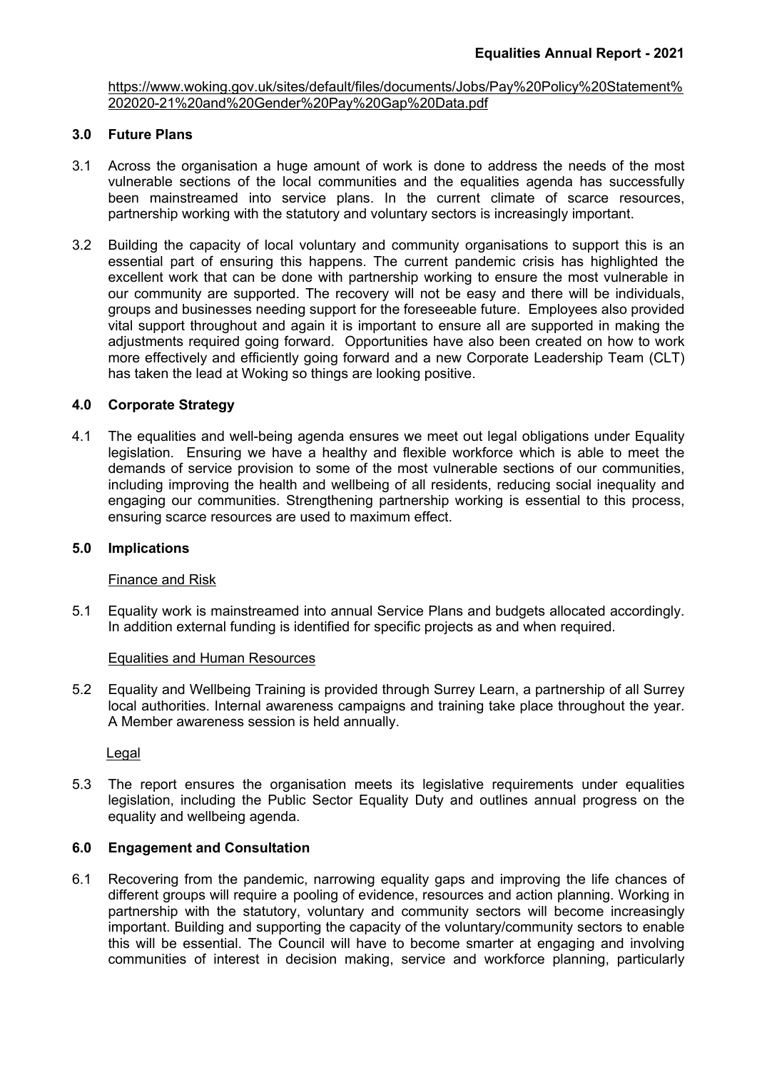https://www.woking.gov.uk/sites/default/files/documents/Jobs/Pay%20Policy%20Statement%202020-21%20and%20Gender%20Pay%20Gap%20Data.pdf

## 3.0 Future Plans

3.1 Across the organisation a huge amount of work is done to address the needs of the most vulnerable sections of the local communities and the equalities agenda has successfully been mainstreamed into service plans. In the current climate of scarce resources, partnership working with the statutory and voluntary sectors is increasingly important.

3.2 Building the capacity of local voluntary and community organisations to support this is an essential part of ensuring this happens. The current pandemic crisis has highlighted the excellent work that can be done with partnership working to ensure the most vulnerable in our community are supported. The recovery will not be easy and there will be individuals, groups and businesses needing support for the foreseeable future. Employees also provided vital support throughout and again it is important to ensure all are supported in making the adjustments required going forward. Opportunities have also been created on how to work more effectively and efficiently going forward and a new Corporate Leadership Team (CLT) has taken the lead at Woking so things are looking positive.

## 4.0 Corporate Strategy

4.1 The equalities and well-being agenda ensures we meet out legal obligations under Equality legislation. Ensuring we have a healthy and flexible workforce which is able to meet the demands of service provision to some of the most vulnerable sections of our communities, including improving the health and wellbeing of all residents, reducing social inequality and engaging our communities. Strengthening partnership working is essential to this process, ensuring scarce resources are used to maximum effect.

## 5.0 Implications

Finance and Risk

5.1 Equality work is mainstreamed into annual Service Plans and budgets allocated accordingly. In addition external funding is identified for specific projects as and when required.

Equalities and Human Resources

5.2 Equality and Wellbeing Training is provided through Surrey Learn, a partnership of all Surrey local authorities. Internal awareness campaigns and training take place throughout the year. A Member awareness session is held annually.

Legal

5.3 The report ensures the organisation meets its legislative requirements under equalities legislation, including the Public Sector Equality Duty and outlines annual progress on the equality and wellbeing agenda.

## 6.0 Engagement and Consultation

6.1 Recovering from the pandemic, narrowing equality gaps and improving the life chances of different groups will require a pooling of evidence, resources and action planning. Working in partnership with the statutory, voluntary and community sectors will become increasingly important. Building and supporting the capacity of the voluntary/community sectors to enable this will be essential. The Council will have to become smarter at engaging and involving communities of interest in decision making, service and workforce planning, particularly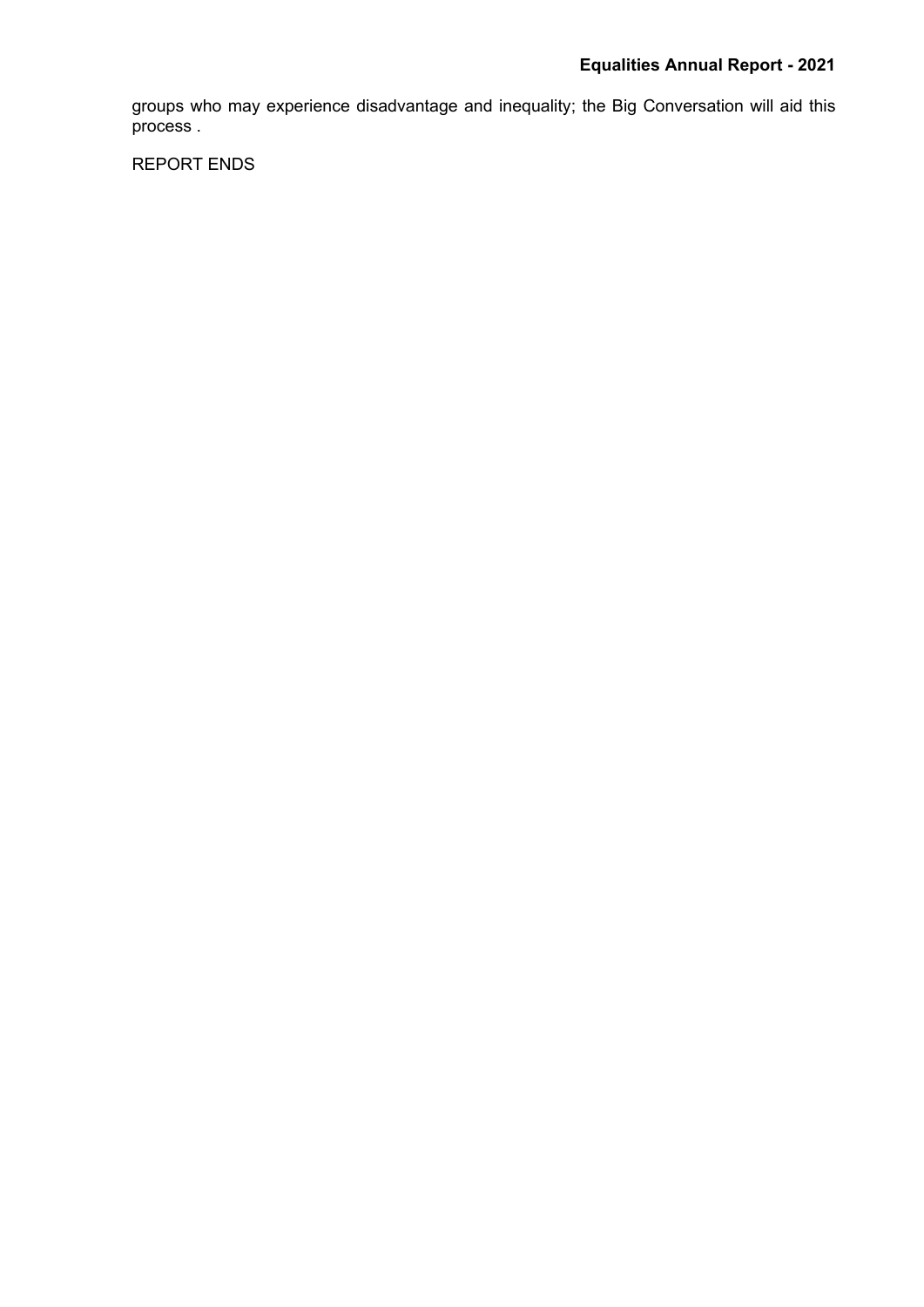groups who may experience disadvantage and inequality; the Big Conversation will aid this process .

REPORT ENDS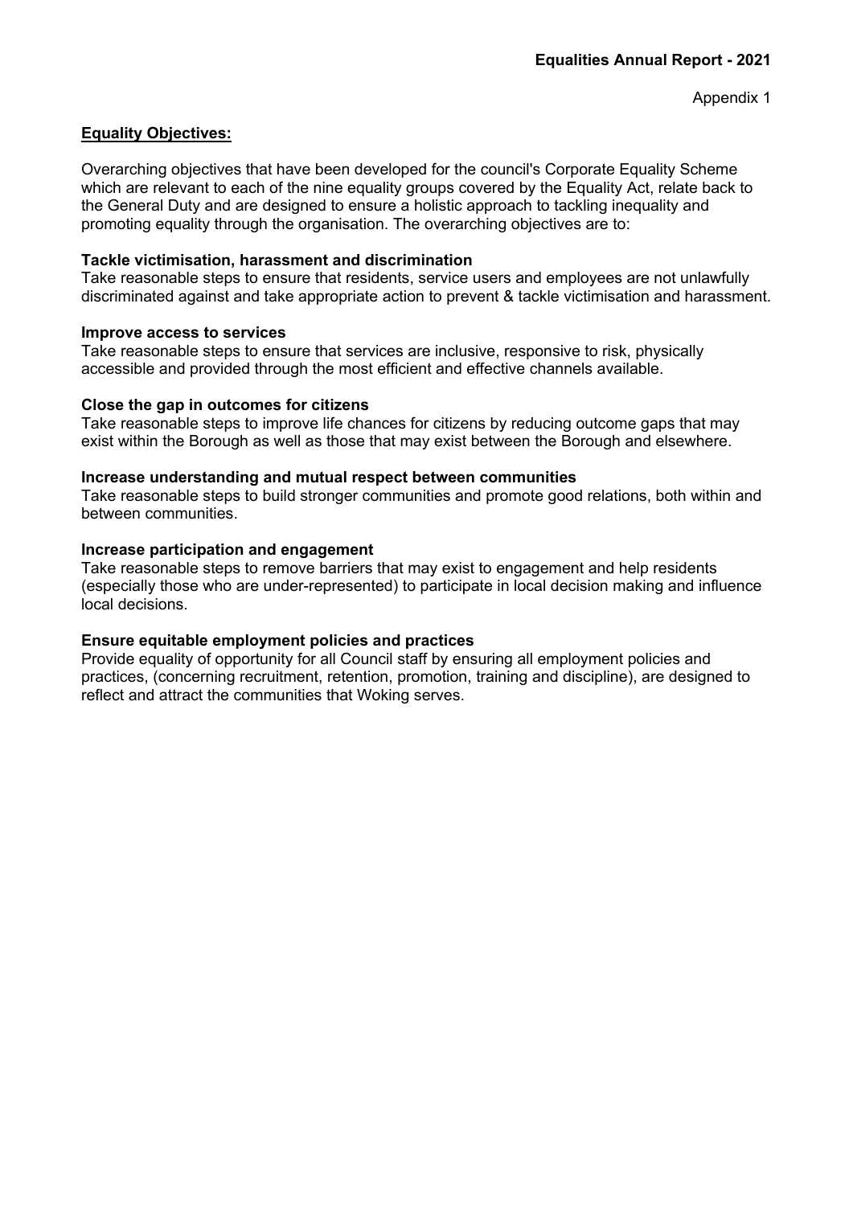**Equalities Annual Report - 2021**

Appendix 1

## Equality Objectives:

Overarching objectives that have been developed for the council's Corporate Equality Scheme which are relevant to each of the nine equality groups covered by the Equality Act, relate back to the General Duty and are designed to ensure a holistic approach to tackling inequality and promoting equality through the organisation. The overarching objectives are to:

**Tackle victimisation, harassment and discrimination**
Take reasonable steps to ensure that residents, service users and employees are not unlawfully discriminated against and take appropriate action to prevent & tackle victimisation and harassment.

**Improve access to services**
Take reasonable steps to ensure that services are inclusive, responsive to risk, physically accessible and provided through the most efficient and effective channels available.

**Close the gap in outcomes for citizens**
Take reasonable steps to improve life chances for citizens by reducing outcome gaps that may exist within the Borough as well as those that may exist between the Borough and elsewhere.

**Increase understanding and mutual respect between communities**
Take reasonable steps to build stronger communities and promote good relations, both within and between communities.

**Increase participation and engagement**
Take reasonable steps to remove barriers that may exist to engagement and help residents (especially those who are under-represented) to participate in local decision making and influence local decisions.

**Ensure equitable employment policies and practices**
Provide equality of opportunity for all Council staff by ensuring all employment policies and practices, (concerning recruitment, retention, promotion, training and discipline), are designed to reflect and attract the communities that Woking serves.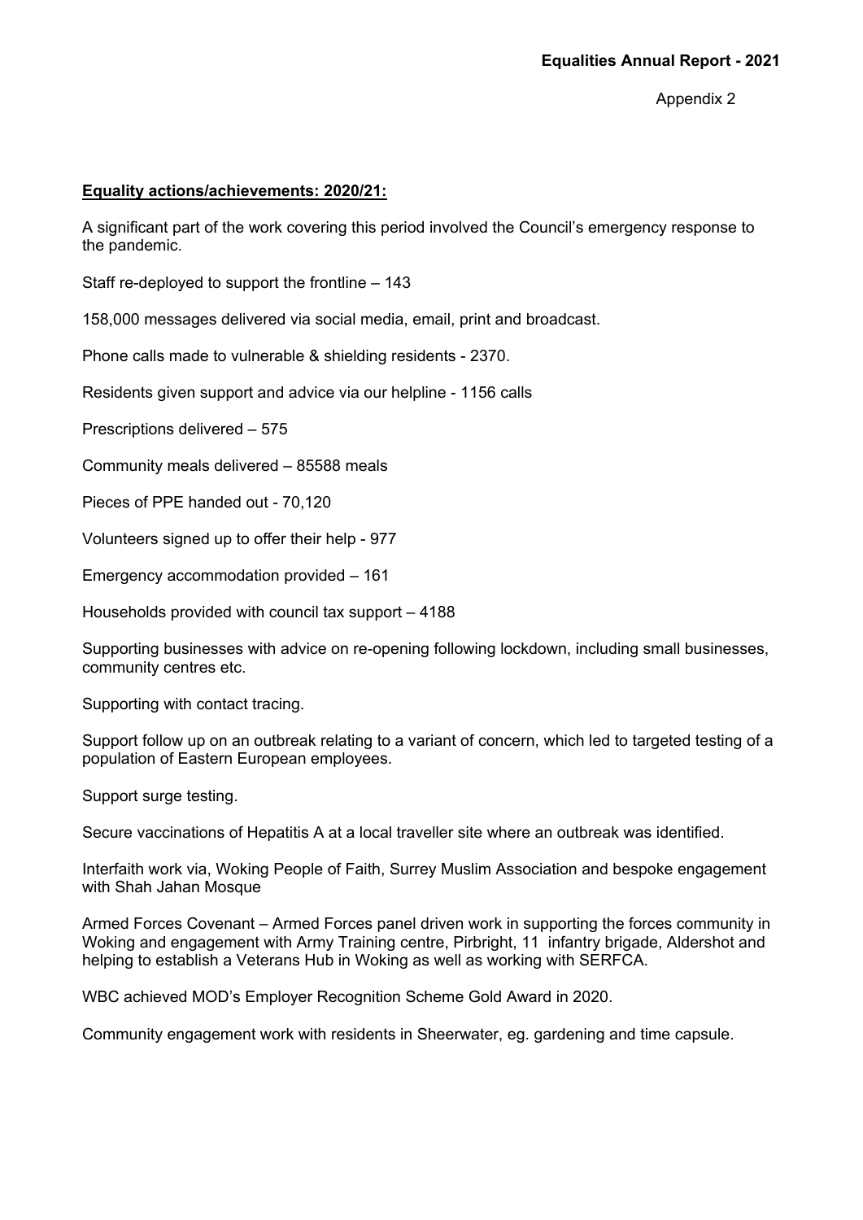**Equalities Annual Report - 2021**

Appendix 2

**Equality actions/achievements: 2020/21:**

A significant part of the work covering this period involved the Council's emergency response to the pandemic.

Staff re-deployed to support the frontline – 143

158,000 messages delivered via social media, email, print and broadcast.

Phone calls made to vulnerable & shielding residents - 2370.

Residents given support and advice via our helpline - 1156 calls

Prescriptions delivered – 575

Community meals delivered – 85588 meals

Pieces of PPE handed out - 70,120

Volunteers signed up to offer their help - 977

Emergency accommodation provided – 161

Households provided with council tax support – 4188

Supporting businesses with advice on re-opening following lockdown, including small businesses, community centres etc.

Supporting with contact tracing.

Support follow up on an outbreak relating to a variant of concern, which led to targeted testing of a population of Eastern European employees.

Support surge testing.

Secure vaccinations of Hepatitis A at a local traveller site where an outbreak was identified.

Interfaith work via, Woking People of Faith, Surrey Muslim Association and bespoke engagement with Shah Jahan Mosque

Armed Forces Covenant – Armed Forces panel driven work in supporting the forces community in Woking and engagement with Army Training centre, Pirbright, 11 infantry brigade, Aldershot and helping to establish a Veterans Hub in Woking as well as working with SERFCA.

WBC achieved MOD's Employer Recognition Scheme Gold Award in 2020.

Community engagement work with residents in Sheerwater, eg. gardening and time capsule.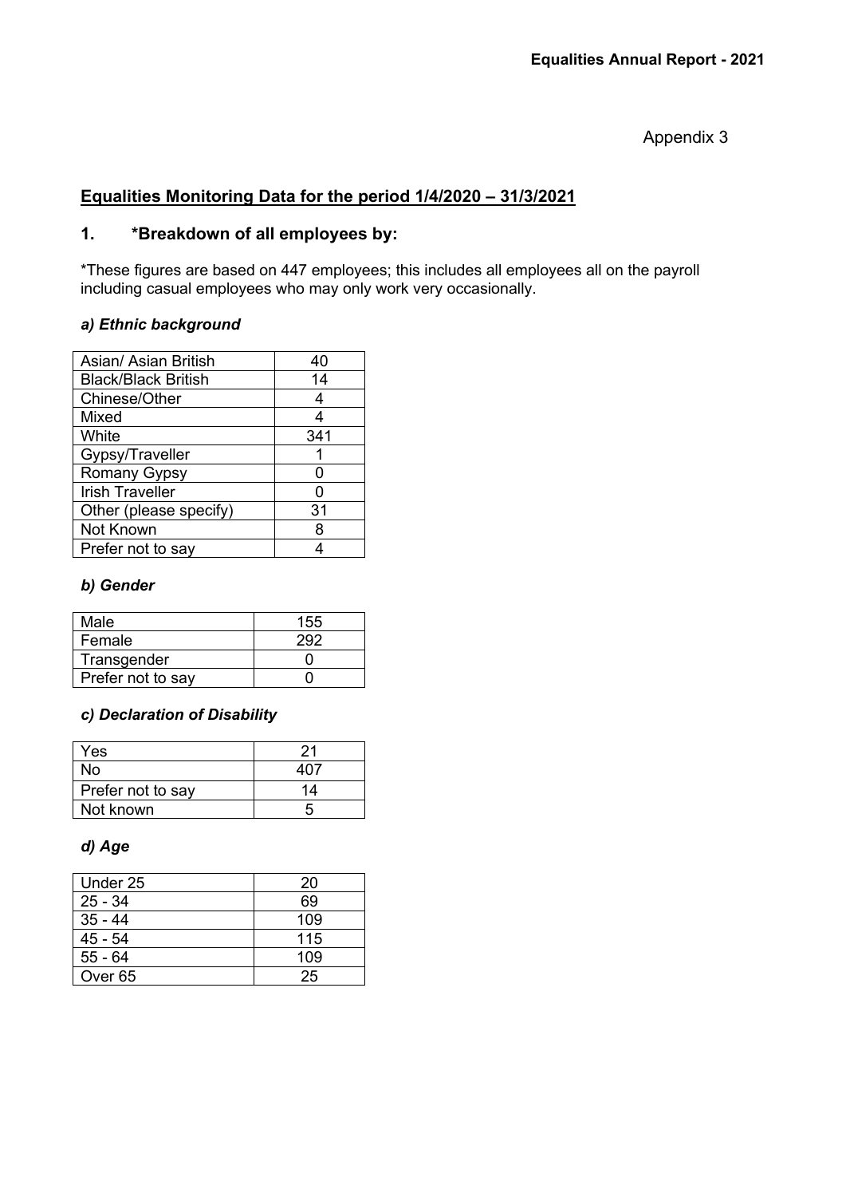Appendix 3

## Equalities Monitoring Data for the period 1/4/2020 – 31/3/2021

## 1. *Breakdown of all employees by:

*These figures are based on 447 employees; this includes all employees all on the payroll including casual employees who may only work very occasionally.

### *a) Ethnic background*

| | |
|---|---|
| Asian/ Asian British | 40 |
| Black/Black British | 14 |
| Chinese/Other | 4 |
| Mixed | 4 |
| White | 341 |
| Gypsy/Traveller | 1 |
| Romany Gypsy | 0 |
| Irish Traveller | 0 |
| Other (please specify) | 31 |
| Not Known | 8 |
| Prefer not to say | 4 |

### *b) Gender*

| | |
|---|---|
| Male | 155 |
| Female | 292 |
| Transgender | 0 |
| Prefer not to say | 0 |

### *c) Declaration of Disability*

| | |
|---|---|
| Yes | 21 |
| No | 407 |
| Prefer not to say | 14 |
| Not known | 5 |

### *d) Age*

| | |
|---|---|
| Under 25 | 20 |
| 25 - 34 | 69 |
| 35 - 44 | 109 |
| 45 - 54 | 115 |
| 55 - 64 | 109 |
| Over 65 | 25 |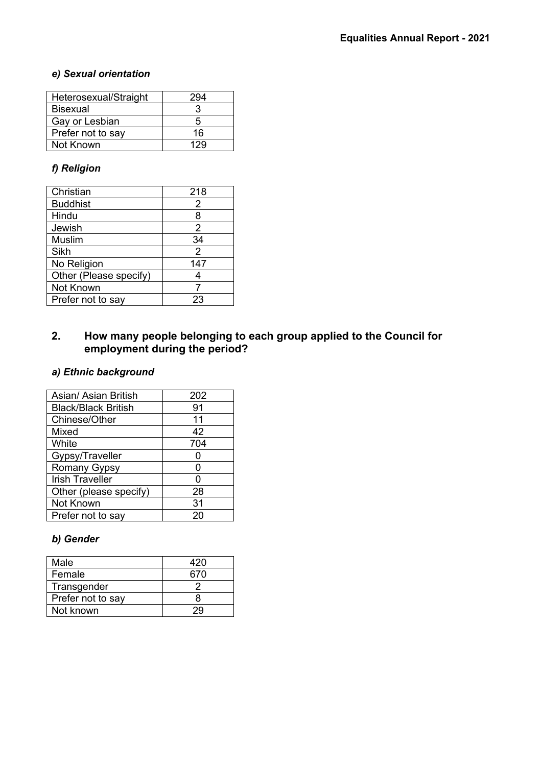#### *e) Sexual orientation*

| | |
|---|---|
| Heterosexual/Straight | 294 |
| Bisexual | 3 |
| Gay or Lesbian | 5 |
| Prefer not to say | 16 |
| Not Known | 129 |

#### *f) Religion*

| | |
|---|---|
| Christian | 218 |
| Buddhist | 2 |
| Hindu | 8 |
| Jewish | 2 |
| Muslim | 34 |
| Sikh | 2 |
| No Religion | 147 |
| Other (Please specify) | 4 |
| Not Known | 7 |
| Prefer not to say | 23 |

## 2. How many people belonging to each group applied to the Council for employment during the period?

#### *a) Ethnic background*

| | |
|---|---|
| Asian/ Asian British | 202 |
| Black/Black British | 91 |
| Chinese/Other | 11 |
| Mixed | 42 |
| White | 704 |
| Gypsy/Traveller | 0 |
| Romany Gypsy | 0 |
| Irish Traveller | 0 |
| Other (please specify) | 28 |
| Not Known | 31 |
| Prefer not to say | 20 |

#### *b) Gender*

| | |
|---|---|
| Male | 420 |
| Female | 670 |
| Transgender | 2 |
| Prefer not to say | 8 |
| Not known | 29 |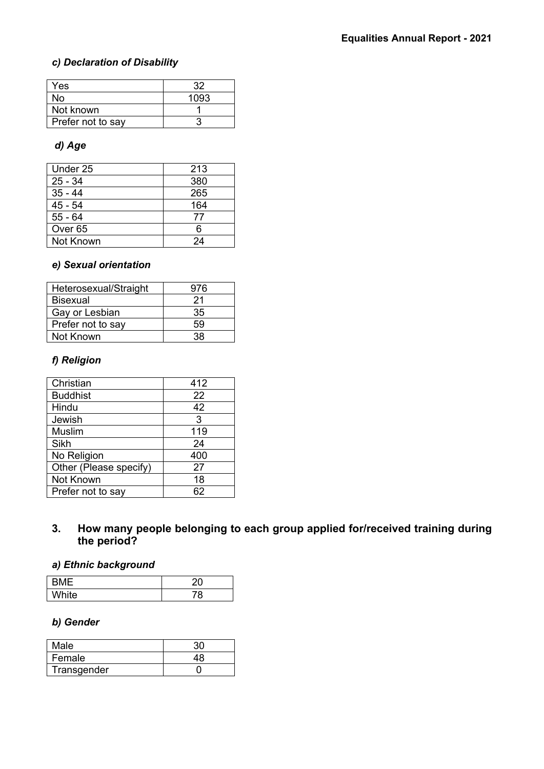### *c) Declaration of Disability*

| | |
|---|---|
| Yes | 32 |
| No | 1093 |
| Not known | 1 |
| Prefer not to say | 3 |

### *d) Age*

| | |
|---|---|
| Under 25 | 213 |
| 25 - 34 | 380 |
| 35 - 44 | 265 |
| 45 - 54 | 164 |
| 55 - 64 | 77 |
| Over 65 | 6 |
| Not Known | 24 |

### *e) Sexual orientation*

| | |
|---|---|
| Heterosexual/Straight | 976 |
| Bisexual | 21 |
| Gay or Lesbian | 35 |
| Prefer not to say | 59 |
| Not Known | 38 |

### *f) Religion*

| | |
|---|---|
| Christian | 412 |
| Buddhist | 22 |
| Hindu | 42 |
| Jewish | 3 |
| Muslim | 119 |
| Sikh | 24 |
| No Religion | 400 |
| Other (Please specify) | 27 |
| Not Known | 18 |
| Prefer not to say | 62 |

## 3. How many people belonging to each group applied for/received training during the period?

### *a) Ethnic background*

| | |
|---|---|
| BME | 20 |
| White | 78 |

### *b) Gender*

| | |
|---|---|
| Male | 30 |
| Female | 48 |
| Transgender | 0 |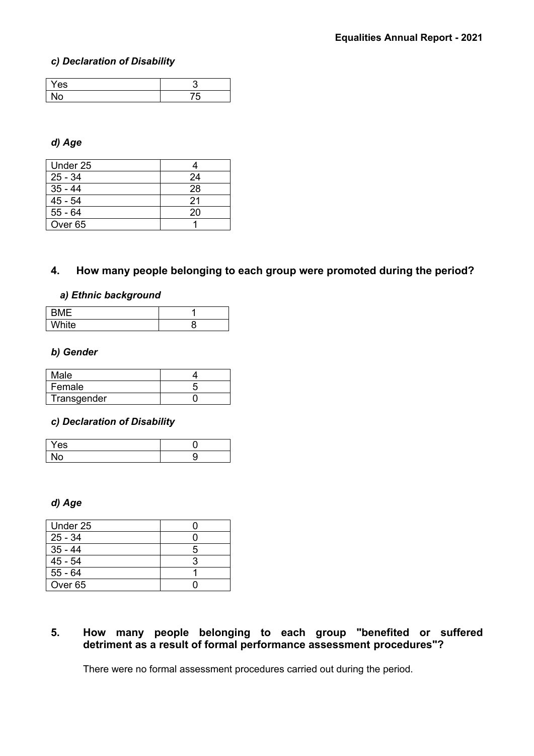#### *c) Declaration of Disability*

| Yes | 3 |
|---|---|
| No | 75 |

#### *d) Age*

| Under 25 | 4 |
|---|---|
| 25 - 34 | 24 |
| 35 - 44 | 28 |
| 45 - 54 | 21 |
| 55 - 64 | 20 |
| Over 65 | 1 |

## 4. How many people belonging to each group were promoted during the period?

#### *a) Ethnic background*

| BME | 1 |
|---|---|
| White | 8 |

#### *b) Gender*

| Male | 4 |
|---|---|
| Female | 5 |
| Transgender | 0 |

#### *c) Declaration of Disability*

| Yes | 0 |
|---|---|
| No | 9 |

#### *d) Age*

| Under 25 | 0 |
|---|---|
| 25 - 34 | 0 |
| 35 - 44 | 5 |
| 45 - 54 | 3 |
| 55 - 64 | 1 |
| Over 65 | 0 |

## 5. How many people belonging to each group "benefited or suffered detriment as a result of formal performance assessment procedures"?

There were no formal assessment procedures carried out during the period.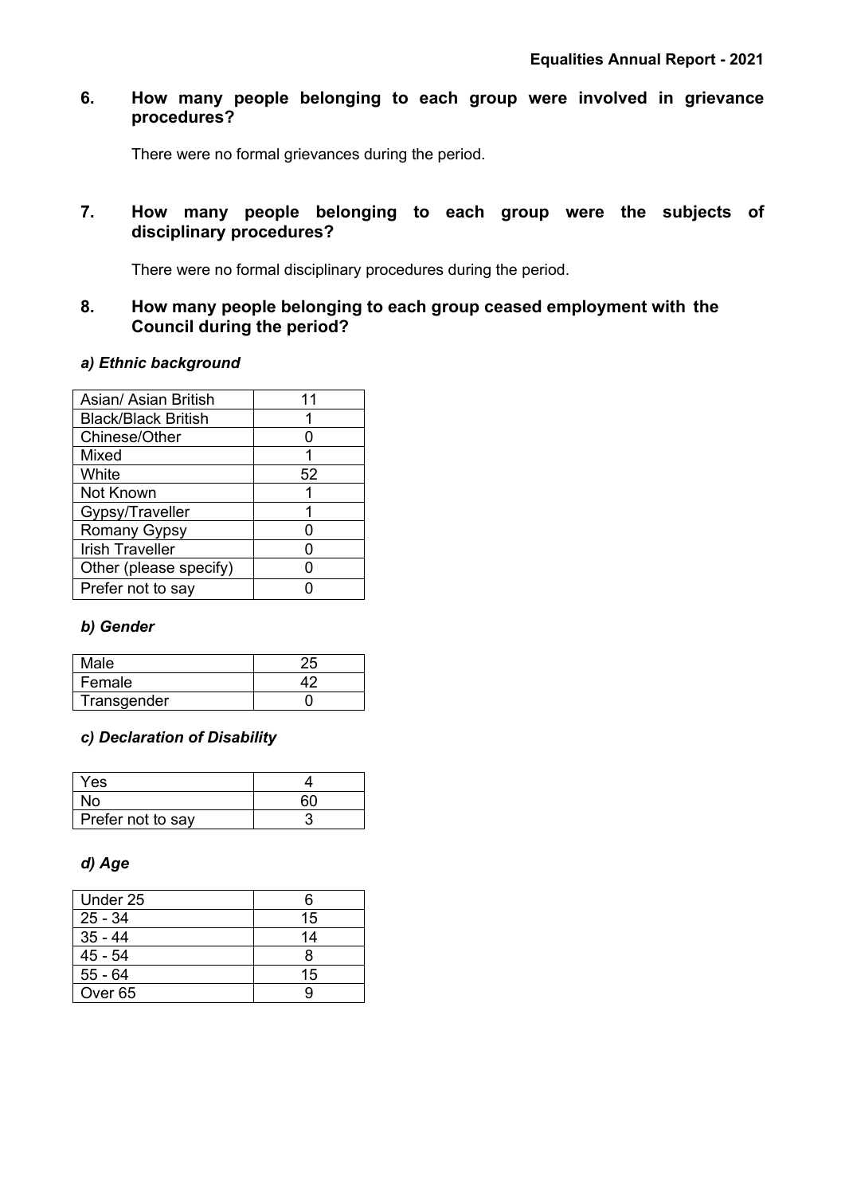### 6. How many people belonging to each group were involved in grievance procedures?

There were no formal grievances during the period.

### 7. How many people belonging to each group were the subjects of disciplinary procedures?

There were no formal disciplinary procedures during the period.

### 8. How many people belonging to each group ceased employment with the Council during the period?

***a) Ethnic background***

| | |
|---|---|
| Asian/ Asian British | 11 |
| Black/Black British | 1 |
| Chinese/Other | 0 |
| Mixed | 1 |
| White | 52 |
| Not Known | 1 |
| Gypsy/Traveller | 1 |
| Romany Gypsy | 0 |
| Irish Traveller | 0 |
| Other (please specify) | 0 |
| Prefer not to say | 0 |

***b) Gender***

| | |
|---|---|
| Male | 25 |
| Female | 42 |
| Transgender | 0 |

***c) Declaration of Disability***

| | |
|---|---|
| Yes | 4 |
| No | 60 |
| Prefer not to say | 3 |

***d) Age***

| | |
|---|---|
| Under 25 | 6 |
| 25 - 34 | 15 |
| 35 - 44 | 14 |
| 45 - 54 | 8 |
| 55 - 64 | 15 |
| Over 65 | 9 |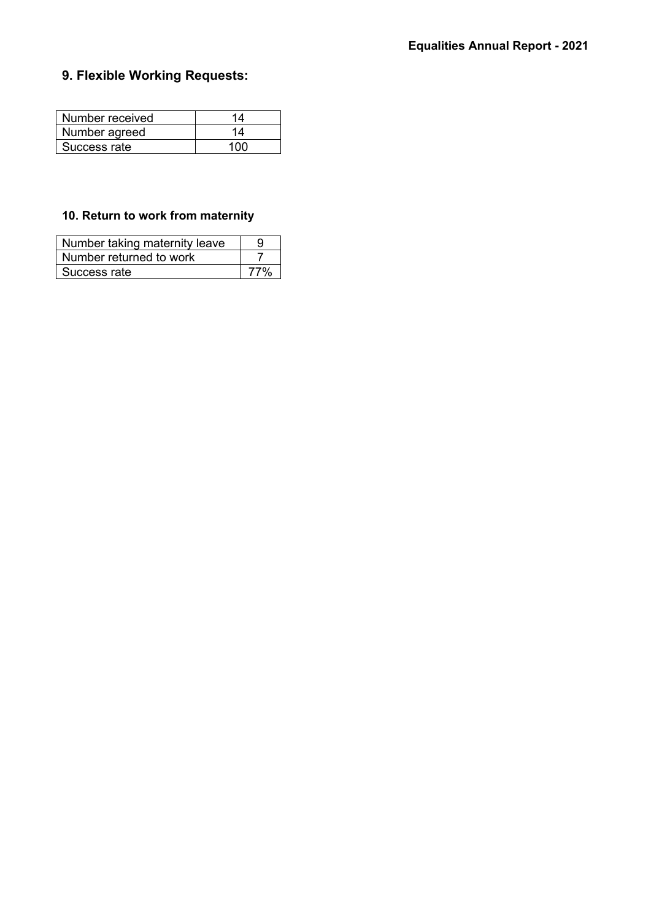## 9. Flexible Working Requests:

| | |
|---|---|
| Number received | 14 |
| Number agreed | 14 |
| Success rate | 100 |

## 10. Return to work from maternity

| | |
|---|---|
| Number taking maternity leave | 9 |
| Number returned to work | 7 |
| Success rate | 77% |